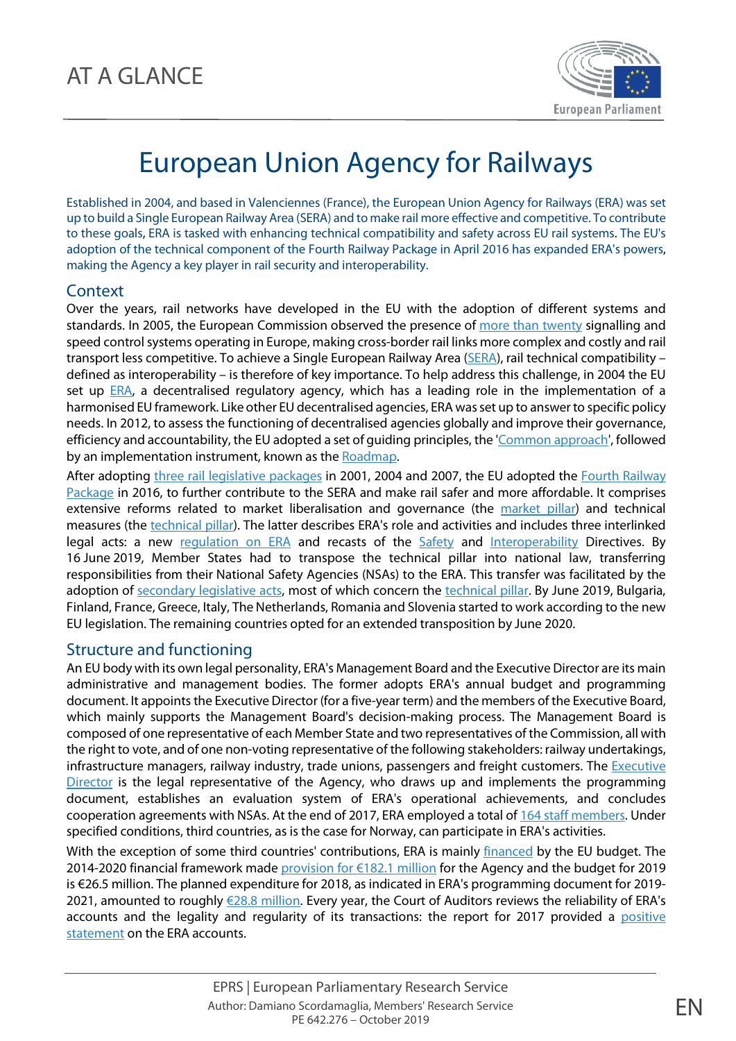AT A GLANCE

# European Union Agency for Railways

Established in 2004, and based in Valenciennes (France), the European Union Agency for Railways (ERA) was set up to build a Single European Railway Area (SERA) and to make rail more effective and competitive. To contribute to these goals, ERA is tasked with enhancing technical compatibility and safety across EU rail systems. The EU's adoption of the technical component of the Fourth Railway Package in April 2016 has expanded ERA's powers, making the Agency a key player in rail security and interoperability.

## Context

Over the years, rail networks have developed in the EU with the adoption of different systems and standards. In 2005, the European Commission observed the presence of more than twenty signalling and speed control systems operating in Europe, making cross-border rail links more complex and costly and rail transport less competitive. To achieve a Single European Railway Area (SERA), rail technical compatibility – defined as interoperability – is therefore of key importance. To help address this challenge, in 2004 the EU set up ERA, a decentralised regulatory agency, which has a leading role in the implementation of a harmonised EU framework. Like other EU decentralised agencies, ERA was set up to answer to specific policy needs. In 2012, to assess the functioning of decentralised agencies globally and improve their governance, efficiency and accountability, the EU adopted a set of guiding principles, the 'Common approach', followed by an implementation instrument, known as the Roadmap.

After adopting three rail legislative packages in 2001, 2004 and 2007, the EU adopted the Fourth Railway Package in 2016, to further contribute to the SERA and make rail safer and more affordable. It comprises extensive reforms related to market liberalisation and governance (the market pillar) and technical measures (the technical pillar). The latter describes ERA's role and activities and includes three interlinked legal acts: a new regulation on ERA and recasts of the Safety and Interoperability Directives. By 16 June 2019, Member States had to transpose the technical pillar into national law, transferring responsibilities from their National Safety Agencies (NSAs) to the ERA. This transfer was facilitated by the adoption of secondary legislative acts, most of which concern the technical pillar. By June 2019, Bulgaria, Finland, France, Greece, Italy, The Netherlands, Romania and Slovenia started to work according to the new EU legislation. The remaining countries opted for an extended transposition by June 2020.

## Structure and functioning

An EU body with its own legal personality, ERA's Management Board and the Executive Director are its main administrative and management bodies. The former adopts ERA's annual budget and programming document. It appoints the Executive Director (for a five-year term) and the members of the Executive Board, which mainly supports the Management Board's decision-making process. The Management Board is composed of one representative of each Member State and two representatives of the Commission, all with the right to vote, and of one non-voting representative of the following stakeholders: railway undertakings, infrastructure managers, railway industry, trade unions, passengers and freight customers. The Executive Director is the legal representative of the Agency, who draws up and implements the programming document, establishes an evaluation system of ERA's operational achievements, and concludes cooperation agreements with NSAs. At the end of 2017, ERA employed a total of 164 staff members. Under specified conditions, third countries, as is the case for Norway, can participate in ERA's activities.

With the exception of some third countries' contributions, ERA is mainly financed by the EU budget. The 2014-2020 financial framework made provision for €182.1 million for the Agency and the budget for 2019 is €26.5 million. The planned expenditure for 2018, as indicated in ERA's programming document for 2019-2021, amounted to roughly €28.8 million. Every year, the Court of Auditors reviews the reliability of ERA's accounts and the legality and regularity of its transactions: the report for 2017 provided a positive statement on the ERA accounts.

EPRS | European Parliamentary Research Service
Author: Damiano Scordamaglia, Members' Research Service
PE 642.276 – October 2019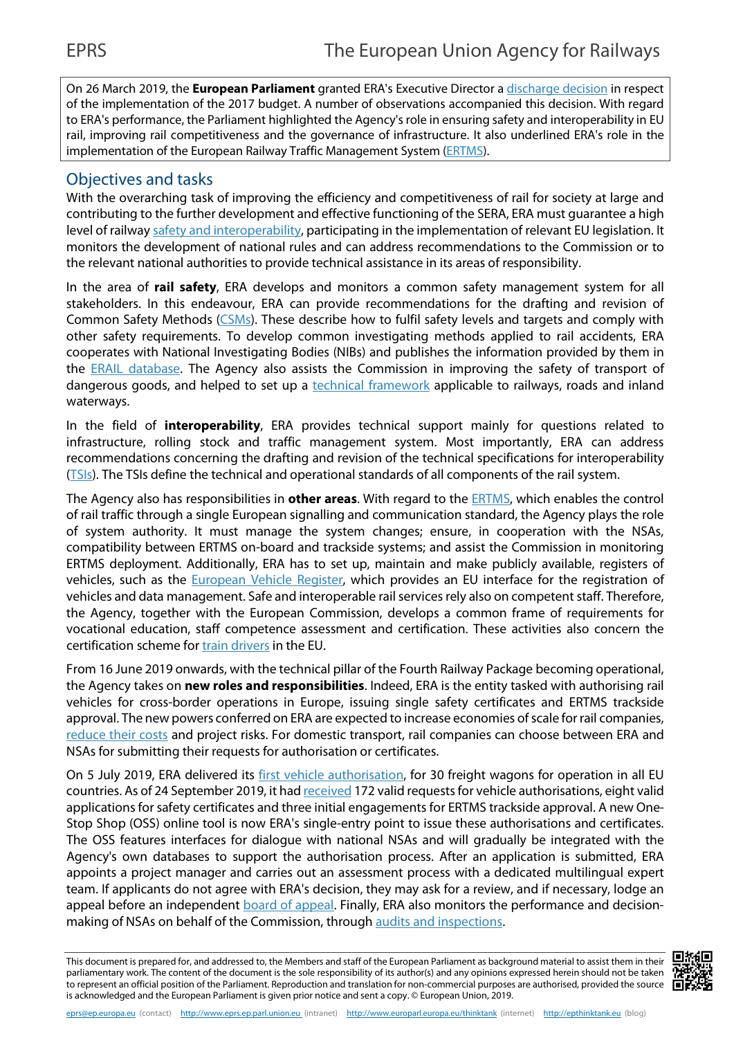On 26 March 2019, the **European Parliament** granted ERA's Executive Director a discharge decision in respect of the implementation of the 2017 budget. A number of observations accompanied this decision. With regard to ERA's performance, the Parliament highlighted the Agency's role in ensuring safety and interoperability in EU rail, improving rail competitiveness and the governance of infrastructure. It also underlined ERA's role in the implementation of the European Railway Traffic Management System (ERTMS).

## Objectives and tasks

With the overarching task of improving the efficiency and competitiveness of rail for society at large and contributing to the further development and effective functioning of the SERA, ERA must guarantee a high level of railway safety and interoperability, participating in the implementation of relevant EU legislation. It monitors the development of national rules and can address recommendations to the Commission or to the relevant national authorities to provide technical assistance in its areas of responsibility.

In the area of **rail safety**, ERA develops and monitors a common safety management system for all stakeholders. In this endeavour, ERA can provide recommendations for the drafting and revision of Common Safety Methods (CSMs). These describe how to fulfil safety levels and targets and comply with other safety requirements. To develop common investigating methods applied to rail accidents, ERA cooperates with National Investigating Bodies (NIBs) and publishes the information provided by them in the ERAIL database. The Agency also assists the Commission in improving the safety of transport of dangerous goods, and helped to set up a technical framework applicable to railways, roads and inland waterways.

In the field of **interoperability**, ERA provides technical support mainly for questions related to infrastructure, rolling stock and traffic management system. Most importantly, ERA can address recommendations concerning the drafting and revision of the technical specifications for interoperability (TSIs). The TSIs define the technical and operational standards of all components of the rail system.

The Agency also has responsibilities in **other areas**. With regard to the ERTMS, which enables the control of rail traffic through a single European signalling and communication standard, the Agency plays the role of system authority. It must manage the system changes; ensure, in cooperation with the NSAs, compatibility between ERTMS on-board and trackside systems; and assist the Commission in monitoring ERTMS deployment. Additionally, ERA has to set up, maintain and make publicly available, registers of vehicles, such as the European Vehicle Register, which provides an EU interface for the registration of vehicles and data management. Safe and interoperable rail services rely also on competent staff. Therefore, the Agency, together with the European Commission, develops a common frame of requirements for vocational education, staff competence assessment and certification. These activities also concern the certification scheme for train drivers in the EU.

From 16 June 2019 onwards, with the technical pillar of the Fourth Railway Package becoming operational, the Agency takes on **new roles and responsibilities**. Indeed, ERA is the entity tasked with authorising rail vehicles for cross-border operations in Europe, issuing single safety certificates and ERTMS trackside approval. The new powers conferred on ERA are expected to increase economies of scale for rail companies, reduce their costs and project risks. For domestic transport, rail companies can choose between ERA and NSAs for submitting their requests for authorisation or certificates.

On 5 July 2019, ERA delivered its first vehicle authorisation, for 30 freight wagons for operation in all EU countries. As of 24 September 2019, it had received 172 valid requests for vehicle authorisations, eight valid applications for safety certificates and three initial engagements for ERTMS trackside approval. A new One-Stop Shop (OSS) online tool is now ERA's single-entry point to issue these authorisations and certificates. The OSS features interfaces for dialogue with national NSAs and will gradually be integrated with the Agency's own databases to support the authorisation process. After an application is submitted, ERA appoints a project manager and carries out an assessment process with a dedicated multilingual expert team. If applicants do not agree with ERA's decision, they may ask for a review, and if necessary, lodge an appeal before an independent board of appeal. Finally, ERA also monitors the performance and decision-making of NSAs on behalf of the Commission, through audits and inspections.

This document is prepared for, and addressed to, the Members and staff of the European Parliament as background material to assist them in their parliamentary work. The content of the document is the sole responsibility of its author(s) and any opinions expressed herein should not be taken to represent an official position of the Parliament. Reproduction and translation for non-commercial purposes are authorised, provided the source is acknowledged and the European Parliament is given prior notice and sent a copy. © European Union, 2019.

eprs@ep.europa.eu (contact) http://www.eprs.ep.parl.union.eu (intranet) http://www.europarl.europa.eu/thinktank (internet) http://epthinktank.eu (blog)